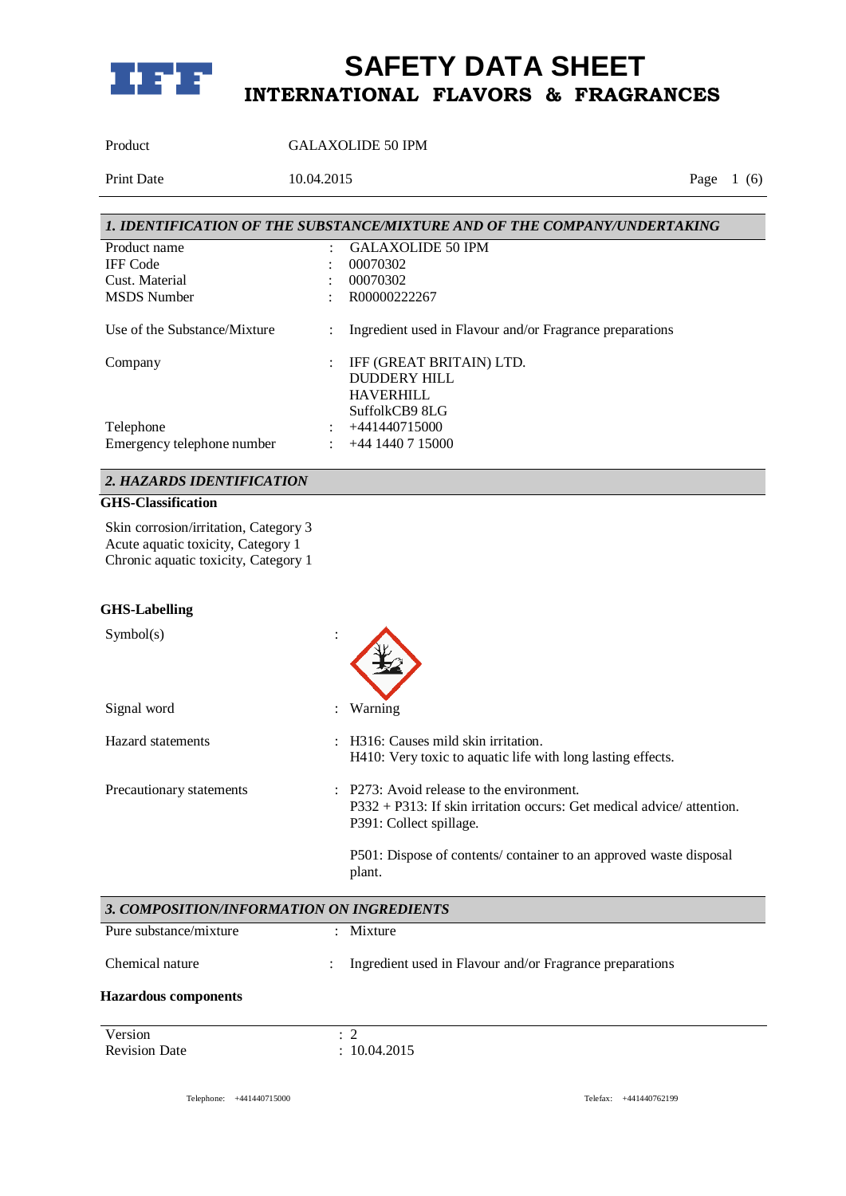# SAFETY DATA SHEET
## INTERNATIONAL FLAVORS & FRAGRANCES

Product GALAXOLIDE 50 IPM

Print Date 10.04.2015

### *1. IDENTIFICATION OF THE SUBSTANCE/MIXTURE AND OF THE COMPANY/UNDERTAKING*

| | | |
|---|---|---|
| Product name | : | GALAXOLIDE 50 IPM |
| IFF Code | : | 00070302 |
| Cust. Material | : | 00070302 |
| MSDS Number | : | R00000222267 |
| Use of the Substance/Mixture | : | Ingredient used in Flavour and/or Fragrance preparations |
| Company | : | IFF (GREAT BRITAIN) LTD.<br>DUDDERY HILL<br>HAVERHILL<br>SuffolkCB9 8LG |
| Telephone | : | +441440715000 |
| Emergency telephone number | : | +44 1440 7 15000 |

### *2. HAZARDS IDENTIFICATION*

**GHS-Classification**

Skin corrosion/irritation, Category 3
Acute aquatic toxicity, Category 1
Chronic aquatic toxicity, Category 1

**GHS-Labelling**

| | | |
|---|---|---|
| Symbol(s) | : | |
| Signal word | : | Warning |
| Hazard statements | : | H316: Causes mild skin irritation.<br>H410: Very toxic to aquatic life with long lasting effects. |
| Precautionary statements | : | P273: Avoid release to the environment.<br>P332 + P313: If skin irritation occurs: Get medical advice/ attention.<br>P391: Collect spillage.<br><br>P501: Dispose of contents/ container to an approved waste disposal plant. |

### *3. COMPOSITION/INFORMATION ON INGREDIENTS*

| | | |
|---|---|---|
| Pure substance/mixture | : | Mixture |
| Chemical nature | : | Ingredient used in Flavour and/or Fragrance preparations |

**Hazardous components**

| | |
|---|---|
| Version | : 2 |
| Revision Date | : 10.04.2015 |

Telephone: +441440715000 Telefax: +441440762199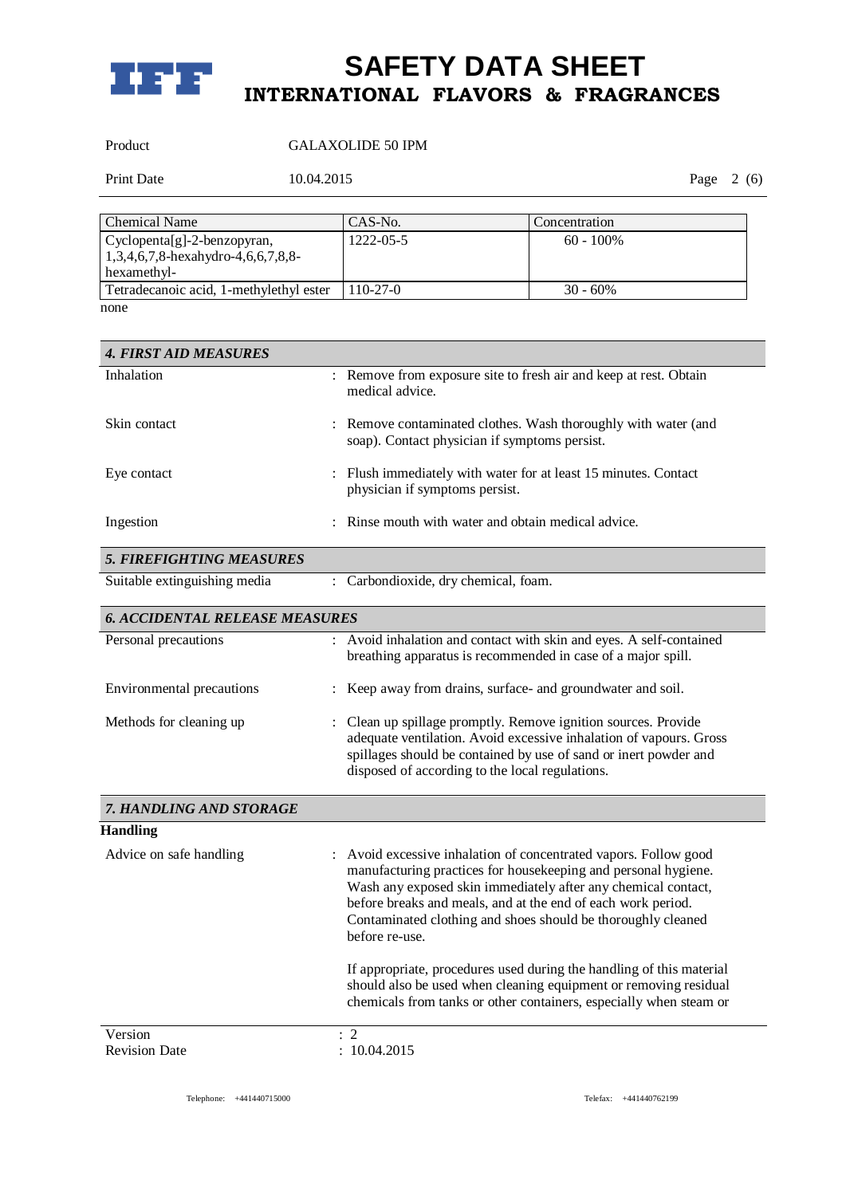| Chemical Name | CAS-No. | Concentration |
|---|---|---|
| Cyclopenta[g]-2-benzopyran, 1,3,4,6,7,8-hexahydro-4,6,6,7,8,8-hexamethyl- | 1222-05-5 | 60 - 100% |
| Tetradecanoic acid, 1-methylethyl ester | 110-27-0 | 30 - 60% |

none

## *4. FIRST AID MEASURES*

| | |
|---|---|
| Inhalation | : Remove from exposure site to fresh air and keep at rest. Obtain medical advice. |
| Skin contact | : Remove contaminated clothes. Wash thoroughly with water (and soap). Contact physician if symptoms persist. |
| Eye contact | : Flush immediately with water for at least 15 minutes. Contact physician if symptoms persist. |
| Ingestion | : Rinse mouth with water and obtain medical advice. |

## *5. FIREFIGHTING MEASURES*

| | |
|---|---|
| Suitable extinguishing media | : Carbondioxide, dry chemical, foam. |

## *6. ACCIDENTAL RELEASE MEASURES*

| | |
|---|---|
| Personal precautions | : Avoid inhalation and contact with skin and eyes. A self-contained breathing apparatus is recommended in case of a major spill. |
| Environmental precautions | : Keep away from drains, surface- and groundwater and soil. |
| Methods for cleaning up | : Clean up spillage promptly. Remove ignition sources. Provide adequate ventilation. Avoid excessive inhalation of vapours. Gross spillages should be contained by use of sand or inert powder and disposed of according to the local regulations. |

## *7. HANDLING AND STORAGE*

**Handling**

Advice on safe handling : Avoid excessive inhalation of concentrated vapors. Follow good manufacturing practices for housekeeping and personal hygiene. Wash any exposed skin immediately after any chemical contact, before breaks and meals, and at the end of each work period. Contaminated clothing and shoes should be thoroughly cleaned before re-use.

If appropriate, procedures used during the handling of this material should also be used when cleaning equipment or removing residual chemicals from tanks or other containers, especially when steam or

Version : 2
Revision Date : 10.04.2015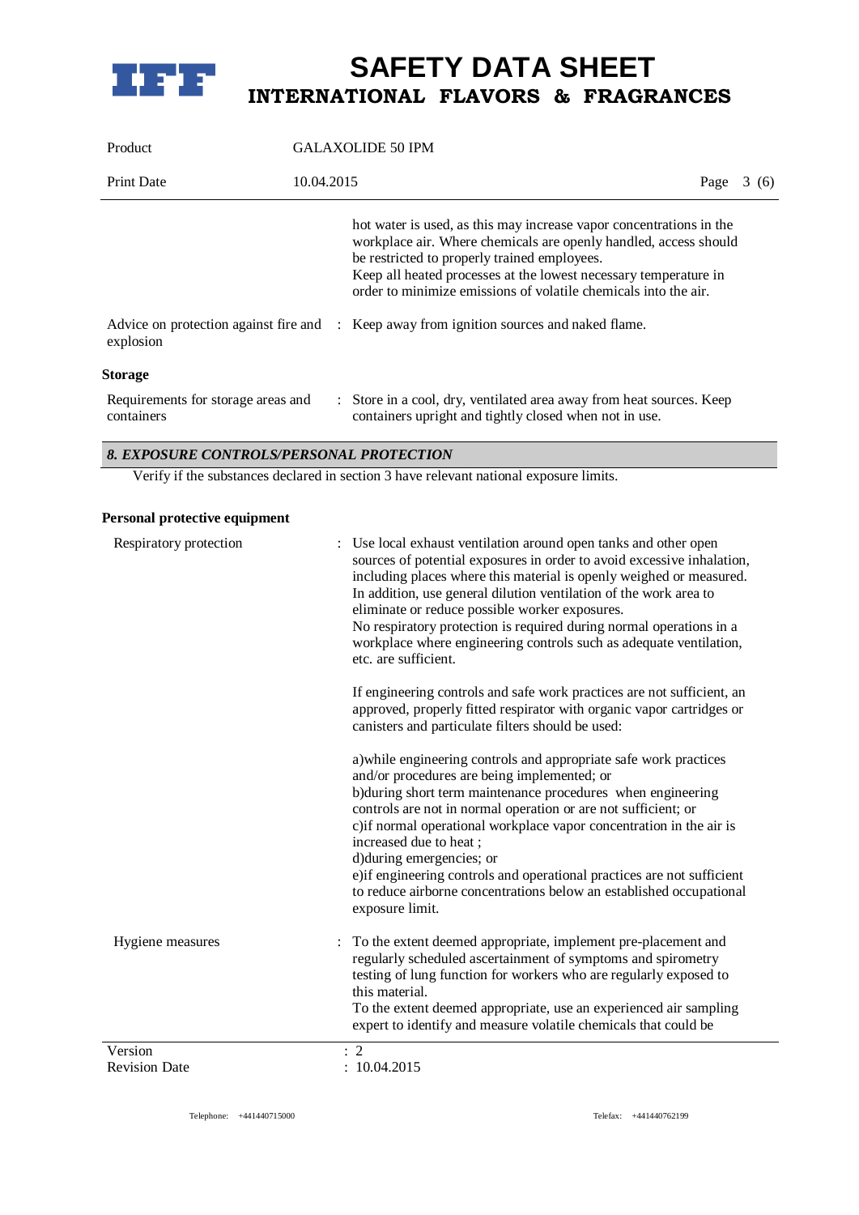hot water is used, as this may increase vapor concentrations in the workplace air. Where chemicals are openly handled, access should be restricted to properly trained employees.
Keep all heated processes at the lowest necessary temperature in order to minimize emissions of volatile chemicals into the air.

Advice on protection against fire and explosion : Keep away from ignition sources and naked flame.

**Storage**

Requirements for storage areas and containers : Store in a cool, dry, ventilated area away from heat sources. Keep containers upright and tightly closed when not in use.

## *8. EXPOSURE CONTROLS/PERSONAL PROTECTION*

Verify if the substances declared in section 3 have relevant national exposure limits.

**Personal protective equipment**

Respiratory protection : Use local exhaust ventilation around open tanks and other open sources of potential exposures in order to avoid excessive inhalation, including places where this material is openly weighed or measured. In addition, use general dilution ventilation of the work area to eliminate or reduce possible worker exposures.
No respiratory protection is required during normal operations in a workplace where engineering controls such as adequate ventilation, etc. are sufficient.

If engineering controls and safe work practices are not sufficient, an approved, properly fitted respirator with organic vapor cartridges or canisters and particulate filters should be used:

a)while engineering controls and appropriate safe work practices and/or procedures are being implemented; or
b)during short term maintenance procedures when engineering controls are not in normal operation or are not sufficient; or
c)if normal operational workplace vapor concentration in the air is increased due to heat ;
d)during emergencies; or
e)if engineering controls and operational practices are not sufficient to reduce airborne concentrations below an established occupational exposure limit.

Hygiene measures : To the extent deemed appropriate, implement pre-placement and regularly scheduled ascertainment of symptoms and spirometry testing of lung function for workers who are regularly exposed to this material.
To the extent deemed appropriate, use an experienced air sampling expert to identify and measure volatile chemicals that could be

Version : 2
Revision Date : 10.04.2015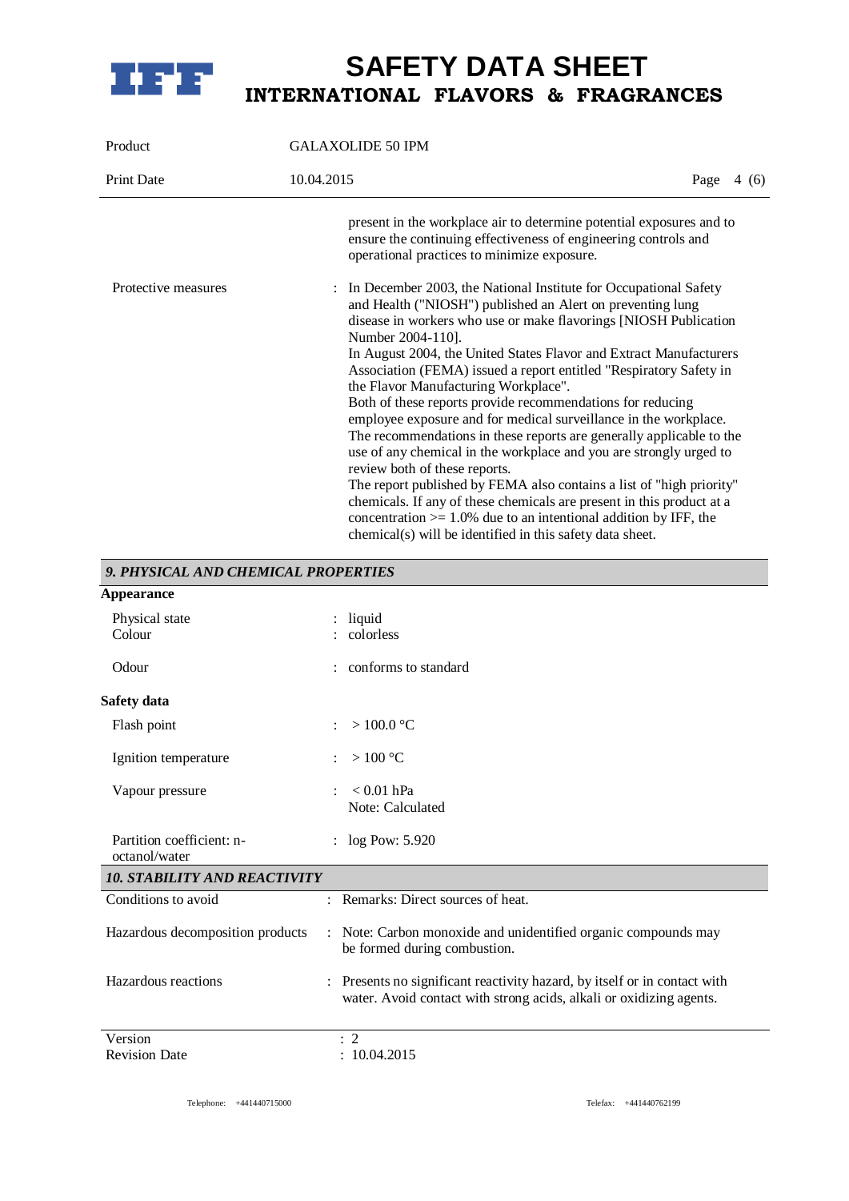present in the workplace air to determine potential exposures and to ensure the continuing effectiveness of engineering controls and operational practices to minimize exposure.

| | |
|---|---|
| Protective measures | : In December 2003, the National Institute for Occupational Safety and Health ("NIOSH") published an Alert on preventing lung disease in workers who use or make flavorings [NIOSH Publication Number 2004-110].<br>In August 2004, the United States Flavor and Extract Manufacturers Association (FEMA) issued a report entitled "Respiratory Safety in the Flavor Manufacturing Workplace".<br>Both of these reports provide recommendations for reducing employee exposure and for medical surveillance in the workplace. The recommendations in these reports are generally applicable to the use of any chemical in the workplace and you are strongly urged to review both of these reports.<br>The report published by FEMA also contains a list of "high priority" chemicals. If any of these chemicals are present in this product at a concentration >= 1.0% due to an intentional addition by IFF, the chemical(s) will be identified in this safety data sheet. |

## *9. PHYSICAL AND CHEMICAL PROPERTIES*

**Appearance**

| | |
|---|---|
| Physical state | : liquid |
| Colour | : colorless |
| Odour | : conforms to standard |

**Safety data**

| | |
|---|---|
| Flash point | : > 100.0 °C |
| Ignition temperature | : > 100 °C |
| Vapour pressure | : < 0.01 hPa<br>Note: Calculated |
| Partition coefficient: n-octanol/water | : log Pow: 5.920 |

## *10. STABILITY AND REACTIVITY*

| | |
|---|---|
| Conditions to avoid | : Remarks: Direct sources of heat. |
| Hazardous decomposition products | : Note: Carbon monoxide and unidentified organic compounds may be formed during combustion. |
| Hazardous reactions | : Presents no significant reactivity hazard, by itself or in contact with water. Avoid contact with strong acids, alkali or oxidizing agents. |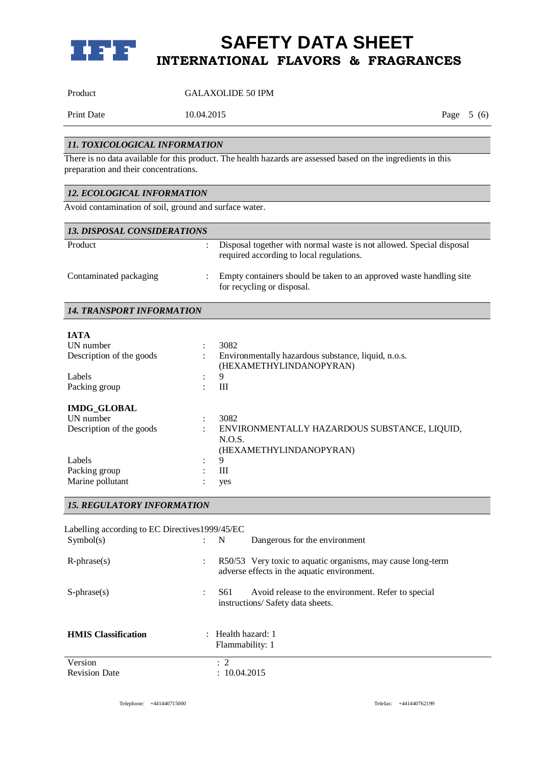Product GALAXOLIDE 50 IPM

Print Date 10.04.2015

## 11. TOXICOLOGICAL INFORMATION

There is no data available for this product. The health hazards are assessed based on the ingredients in this preparation and their concentrations.

## 12. ECOLOGICAL INFORMATION

Avoid contamination of soil, ground and surface water.

## 13. DISPOSAL CONSIDERATIONS

| | | |
|---|---|---|
| Product | : | Disposal together with normal waste is not allowed. Special disposal required according to local regulations. |
| Contaminated packaging | : | Empty containers should be taken to an approved waste handling site for recycling or disposal. |

## 14. TRANSPORT INFORMATION

**IATA**

| | | |
|---|---|---|
| UN number | : | 3082 |
| Description of the goods | : | Environmentally hazardous substance, liquid, n.o.s. (HEXAMETHYLINDANOPYRAN) |
| Labels | : | 9 |
| Packing group | : | III |

**IMDG_GLOBAL**

| | | |
|---|---|---|
| UN number | : | 3082 |
| Description of the goods | : | ENVIRONMENTALLY HAZARDOUS SUBSTANCE, LIQUID, N.O.S. (HEXAMETHYLINDANOPYRAN) |
| Labels | : | 9 |
| Packing group | : | III |
| Marine pollutant | : | yes |

## 15. REGULATORY INFORMATION

Labelling according to EC Directives1999/45/EC

| | | |
|---|---|---|
| Symbol(s) | : | N Dangerous for the environment |
| R-phrase(s) | : | R50/53 Very toxic to aquatic organisms, may cause long-term adverse effects in the aquatic environment. |
| S-phrase(s) | : | S61 Avoid release to the environment. Refer to special instructions/ Safety data sheets. |

**HMIS Classification** : Health hazard: 1
Flammability: 1

Version : 2
Revision Date : 10.04.2015

Telephone: +441440715000 Telefax: +441440762199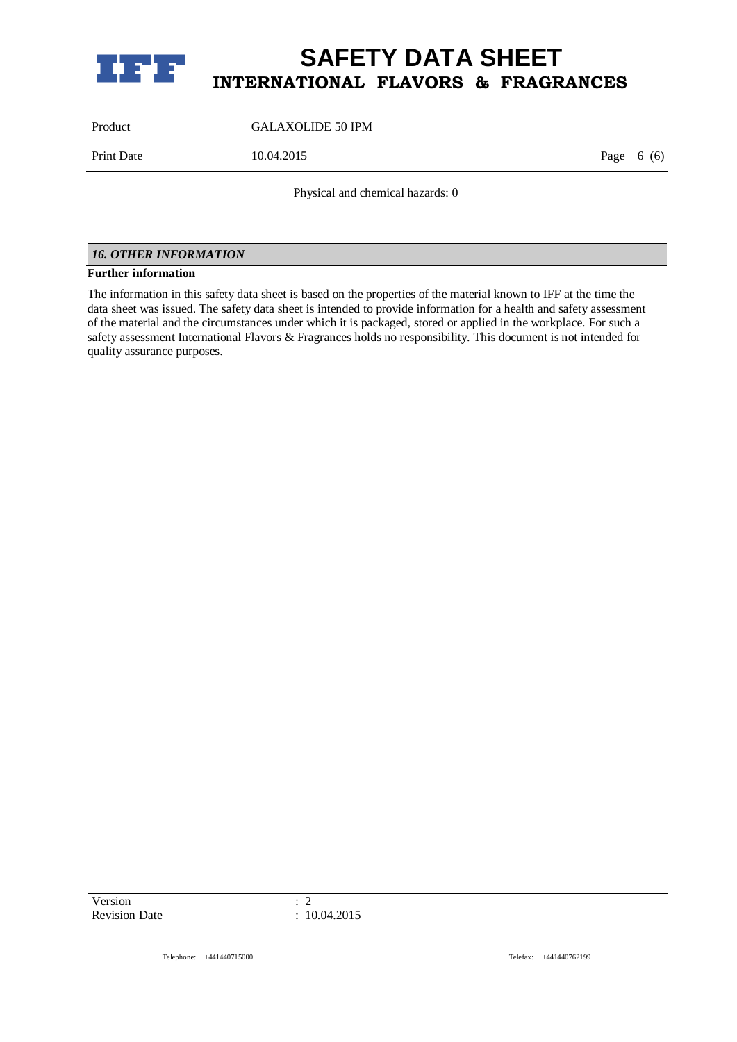Physical and chemical hazards: 0

## *16. OTHER INFORMATION*

**Further information**

The information in this safety data sheet is based on the properties of the material known to IFF at the time the data sheet was issued. The safety data sheet is intended to provide information for a health and safety assessment of the material and the circumstances under which it is packaged, stored or applied in the workplace. For such a safety assessment International Flavors & Fragrances holds no responsibility. This document is not intended for quality assurance purposes.